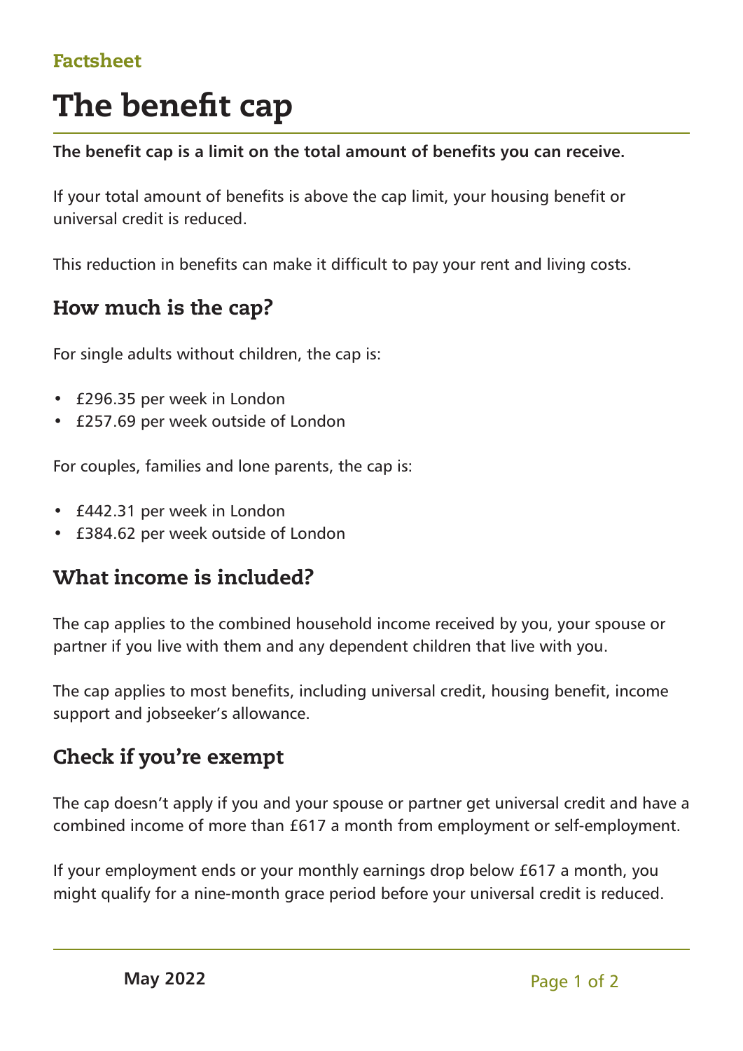Factsheet

# The benefit cap

**The benefit cap is a limit on the total amount of benefits you can receive.**

If your total amount of benefits is above the cap limit, your housing benefit or universal credit is reduced.

This reduction in benefits can make it difficult to pay your rent and living costs.

## How much is the cap?

For single adults without children, the cap is:

- £296.35 per week in London
- £257.69 per week outside of London

For couples, families and lone parents, the cap is:

- £442.31 per week in London
- £384.62 per week outside of London

## What income is included?

The cap applies to the combined household income received by you, your spouse or partner if you live with them and any dependent children that live with you.

The cap applies to most benefits, including universal credit, housing benefit, income support and jobseeker's allowance.

## Check if you're exempt

The cap doesn't apply if you and your spouse or partner get universal credit and have a combined income of more than £617 a month from employment or self-employment.

If your employment ends or your monthly earnings drop below £617 a month, you might qualify for a nine-month grace period before your universal credit is reduced.

**May 2022**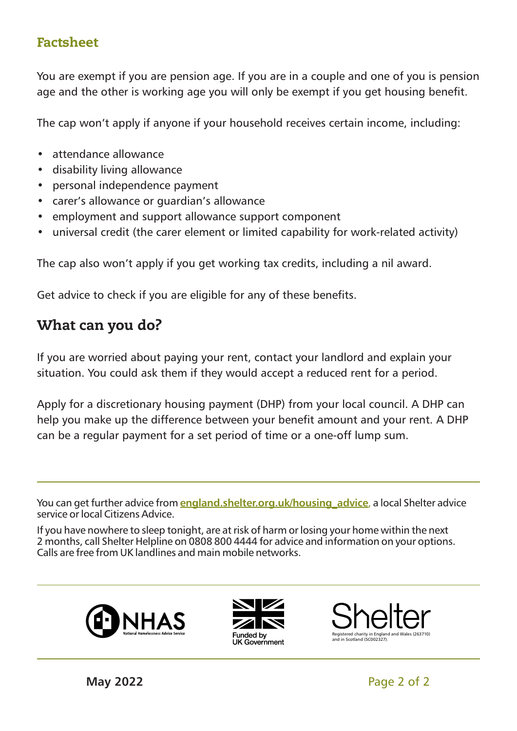You are exempt if you are pension age. If you are in a couple and one of you is pension age and the other is working age you will only be exempt if you get housing benefit.

The cap won't apply if anyone if your household receives certain income, including:

- attendance allowance
- disability living allowance
- personal independence payment
- carer's allowance or guardian's allowance
- employment and support allowance support component
- universal credit (the carer element or limited capability for work-related activity)

The cap also won't apply if you get working tax credits, including a nil award.

Get advice to check if you are eligible for any of these benefits.

## What can you do?

If you are worried about paying your rent, contact your landlord and explain your situation. You could ask them if they would accept a reduced rent for a period.

Apply for a discretionary housing payment (DHP) from your local council. A DHP can help you make up the difference between your benefit amount and your rent. A DHP can be a regular payment for a set period of time or a one-off lump sum.

---

You can get further advice from **england.shelter.org.uk/housing_advice**, a local Shelter advice service or local Citizens Advice.

If you have nowhere to sleep tonight, are at risk of harm or losing your home within the next 2 months, call Shelter Helpline on 0808 800 4444 for advice and information on your options. Calls are free from UK landlines and main mobile networks.

---

NHAS National Homelessness Advice Service

Funded by UK Government

Shelter
Registered charity in England and Wales (263710) and in Scotland (SC002327).

**May 2022**